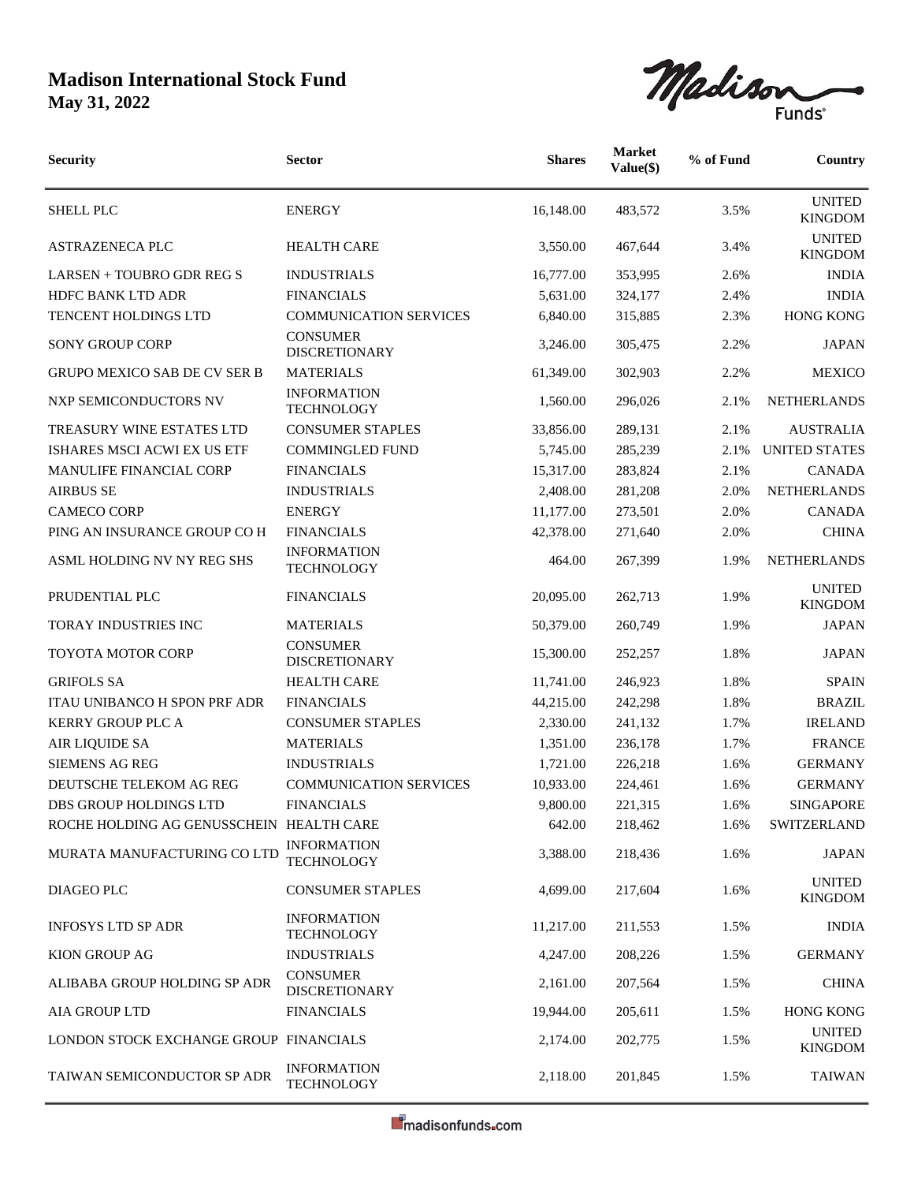# Madison International Stock Fund

**May 31, 2022**

| Security | Sector | Shares | Market Value($) | % of Fund | Country |
|---|---|---|---|---|---|
| SHELL PLC | ENERGY | 16,148.00 | 483,572 | 3.5% | UNITED KINGDOM |
| ASTRAZENECA PLC | HEALTH CARE | 3,550.00 | 467,644 | 3.4% | UNITED KINGDOM |
| LARSEN + TOUBRO GDR REG S | INDUSTRIALS | 16,777.00 | 353,995 | 2.6% | INDIA |
| HDFC BANK LTD ADR | FINANCIALS | 5,631.00 | 324,177 | 2.4% | INDIA |
| TENCENT HOLDINGS LTD | COMMUNICATION SERVICES | 6,840.00 | 315,885 | 2.3% | HONG KONG |
| SONY GROUP CORP | CONSUMER DISCRETIONARY | 3,246.00 | 305,475 | 2.2% | JAPAN |
| GRUPO MEXICO SAB DE CV SER B | MATERIALS | 61,349.00 | 302,903 | 2.2% | MEXICO |
| NXP SEMICONDUCTORS NV | INFORMATION TECHNOLOGY | 1,560.00 | 296,026 | 2.1% | NETHERLANDS |
| TREASURY WINE ESTATES LTD | CONSUMER STAPLES | 33,856.00 | 289,131 | 2.1% | AUSTRALIA |
| ISHARES MSCI ACWI EX US ETF | COMMINGLED FUND | 5,745.00 | 285,239 | 2.1% | UNITED STATES |
| MANULIFE FINANCIAL CORP | FINANCIALS | 15,317.00 | 283,824 | 2.1% | CANADA |
| AIRBUS SE | INDUSTRIALS | 2,408.00 | 281,208 | 2.0% | NETHERLANDS |
| CAMECO CORP | ENERGY | 11,177.00 | 273,501 | 2.0% | CANADA |
| PING AN INSURANCE GROUP CO H | FINANCIALS | 42,378.00 | 271,640 | 2.0% | CHINA |
| ASML HOLDING NV NY REG SHS | INFORMATION TECHNOLOGY | 464.00 | 267,399 | 1.9% | NETHERLANDS |
| PRUDENTIAL PLC | FINANCIALS | 20,095.00 | 262,713 | 1.9% | UNITED KINGDOM |
| TORAY INDUSTRIES INC | MATERIALS | 50,379.00 | 260,749 | 1.9% | JAPAN |
| TOYOTA MOTOR CORP | CONSUMER DISCRETIONARY | 15,300.00 | 252,257 | 1.8% | JAPAN |
| GRIFOLS SA | HEALTH CARE | 11,741.00 | 246,923 | 1.8% | SPAIN |
| ITAU UNIBANCO H SPON PRF ADR | FINANCIALS | 44,215.00 | 242,298 | 1.8% | BRAZIL |
| KERRY GROUP PLC A | CONSUMER STAPLES | 2,330.00 | 241,132 | 1.7% | IRELAND |
| AIR LIQUIDE SA | MATERIALS | 1,351.00 | 236,178 | 1.7% | FRANCE |
| SIEMENS AG REG | INDUSTRIALS | 1,721.00 | 226,218 | 1.6% | GERMANY |
| DEUTSCHE TELEKOM AG REG | COMMUNICATION SERVICES | 10,933.00 | 224,461 | 1.6% | GERMANY |
| DBS GROUP HOLDINGS LTD | FINANCIALS | 9,800.00 | 221,315 | 1.6% | SINGAPORE |
| ROCHE HOLDING AG GENUSSCHEIN | HEALTH CARE | 642.00 | 218,462 | 1.6% | SWITZERLAND |
| MURATA MANUFACTURING CO LTD | INFORMATION TECHNOLOGY | 3,388.00 | 218,436 | 1.6% | JAPAN |
| DIAGEO PLC | CONSUMER STAPLES | 4,699.00 | 217,604 | 1.6% | UNITED KINGDOM |
| INFOSYS LTD SP ADR | INFORMATION TECHNOLOGY | 11,217.00 | 211,553 | 1.5% | INDIA |
| KION GROUP AG | INDUSTRIALS | 4,247.00 | 208,226 | 1.5% | GERMANY |
| ALIBABA GROUP HOLDING SP ADR | CONSUMER DISCRETIONARY | 2,161.00 | 207,564 | 1.5% | CHINA |
| AIA GROUP LTD | FINANCIALS | 19,944.00 | 205,611 | 1.5% | HONG KONG |
| LONDON STOCK EXCHANGE GROUP | FINANCIALS | 2,174.00 | 202,775 | 1.5% | UNITED KINGDOM |
| TAIWAN SEMICONDUCTOR SP ADR | INFORMATION TECHNOLOGY | 2,118.00 | 201,845 | 1.5% | TAIWAN |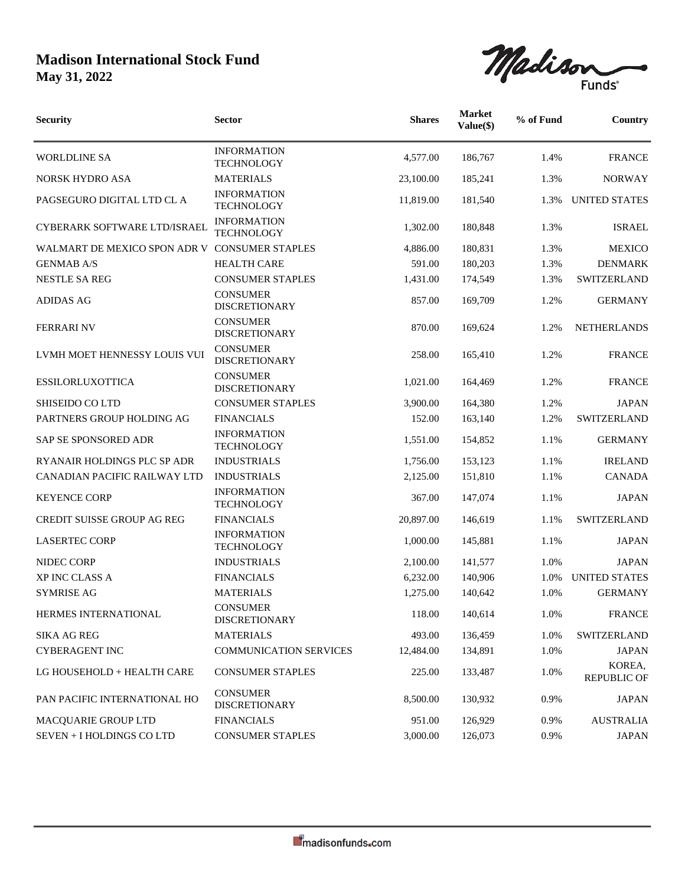# Madison International Stock Fund

**May 31, 2022**

| Security | Sector | Shares | Market Value($) | % of Fund | Country |
|---|---|---|---|---|---|
| WORLDLINE SA | INFORMATION TECHNOLOGY | 4,577.00 | 186,767 | 1.4% | FRANCE |
| NORSK HYDRO ASA | MATERIALS | 23,100.00 | 185,241 | 1.3% | NORWAY |
| PAGSEGURO DIGITAL LTD CL A | INFORMATION TECHNOLOGY | 11,819.00 | 181,540 | 1.3% | UNITED STATES |
| CYBERARK SOFTWARE LTD/ISRAEL | INFORMATION TECHNOLOGY | 1,302.00 | 180,848 | 1.3% | ISRAEL |
| WALMART DE MEXICO SPON ADR V | CONSUMER STAPLES | 4,886.00 | 180,831 | 1.3% | MEXICO |
| GENMAB A/S | HEALTH CARE | 591.00 | 180,203 | 1.3% | DENMARK |
| NESTLE SA REG | CONSUMER STAPLES | 1,431.00 | 174,549 | 1.3% | SWITZERLAND |
| ADIDAS AG | CONSUMER DISCRETIONARY | 857.00 | 169,709 | 1.2% | GERMANY |
| FERRARI NV | CONSUMER DISCRETIONARY | 870.00 | 169,624 | 1.2% | NETHERLANDS |
| LVMH MOET HENNESSY LOUIS VUI | CONSUMER DISCRETIONARY | 258.00 | 165,410 | 1.2% | FRANCE |
| ESSILORLUXOTTICA | CONSUMER DISCRETIONARY | 1,021.00 | 164,469 | 1.2% | FRANCE |
| SHISEIDO CO LTD | CONSUMER STAPLES | 3,900.00 | 164,380 | 1.2% | JAPAN |
| PARTNERS GROUP HOLDING AG | FINANCIALS | 152.00 | 163,140 | 1.2% | SWITZERLAND |
| SAP SE SPONSORED ADR | INFORMATION TECHNOLOGY | 1,551.00 | 154,852 | 1.1% | GERMANY |
| RYANAIR HOLDINGS PLC SP ADR | INDUSTRIALS | 1,756.00 | 153,123 | 1.1% | IRELAND |
| CANADIAN PACIFIC RAILWAY LTD | INDUSTRIALS | 2,125.00 | 151,810 | 1.1% | CANADA |
| KEYENCE CORP | INFORMATION TECHNOLOGY | 367.00 | 147,074 | 1.1% | JAPAN |
| CREDIT SUISSE GROUP AG REG | FINANCIALS | 20,897.00 | 146,619 | 1.1% | SWITZERLAND |
| LASERTEC CORP | INFORMATION TECHNOLOGY | 1,000.00 | 145,881 | 1.1% | JAPAN |
| NIDEC CORP | INDUSTRIALS | 2,100.00 | 141,577 | 1.0% | JAPAN |
| XP INC CLASS A | FINANCIALS | 6,232.00 | 140,906 | 1.0% | UNITED STATES |
| SYMRISE AG | MATERIALS | 1,275.00 | 140,642 | 1.0% | GERMANY |
| HERMES INTERNATIONAL | CONSUMER DISCRETIONARY | 118.00 | 140,614 | 1.0% | FRANCE |
| SIKA AG REG | MATERIALS | 493.00 | 136,459 | 1.0% | SWITZERLAND |
| CYBERAGENT INC | COMMUNICATION SERVICES | 12,484.00 | 134,891 | 1.0% | JAPAN |
| LG HOUSEHOLD + HEALTH CARE | CONSUMER STAPLES | 225.00 | 133,487 | 1.0% | KOREA, REPUBLIC OF |
| PAN PACIFIC INTERNATIONAL HO | CONSUMER DISCRETIONARY | 8,500.00 | 130,932 | 0.9% | JAPAN |
| MACQUARIE GROUP LTD | FINANCIALS | 951.00 | 126,929 | 0.9% | AUSTRALIA |
| SEVEN + I HOLDINGS CO LTD | CONSUMER STAPLES | 3,000.00 | 126,073 | 0.9% | JAPAN |